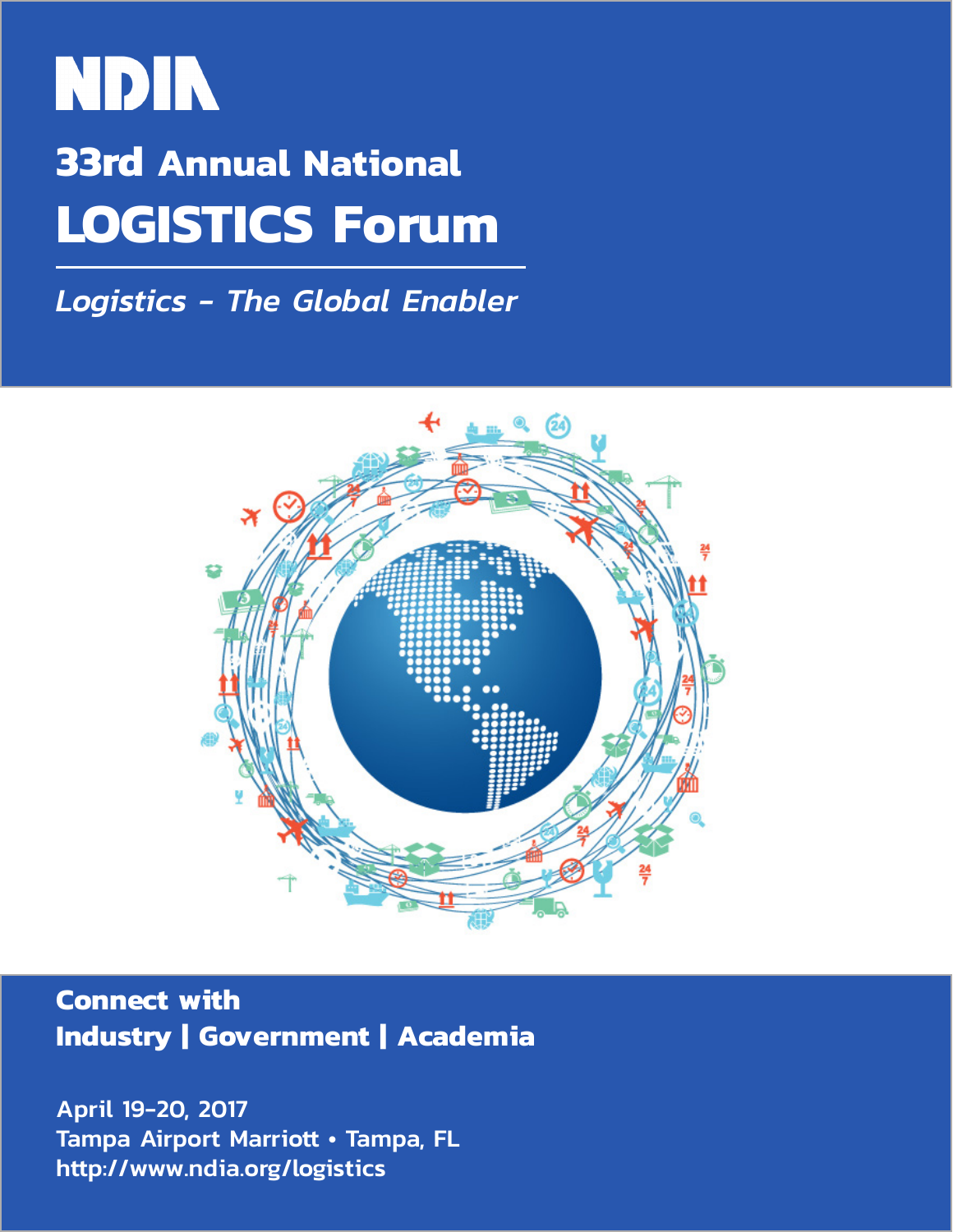# NDIA

## 33rd Annual National LOGISTICS Forum

*Logistics - The Global Enabler*

**Connect with**
**Industry | Government | Academia**

April 19-20, 2017
Tampa Airport Marriott • Tampa, FL
http://www.ndia.org/logistics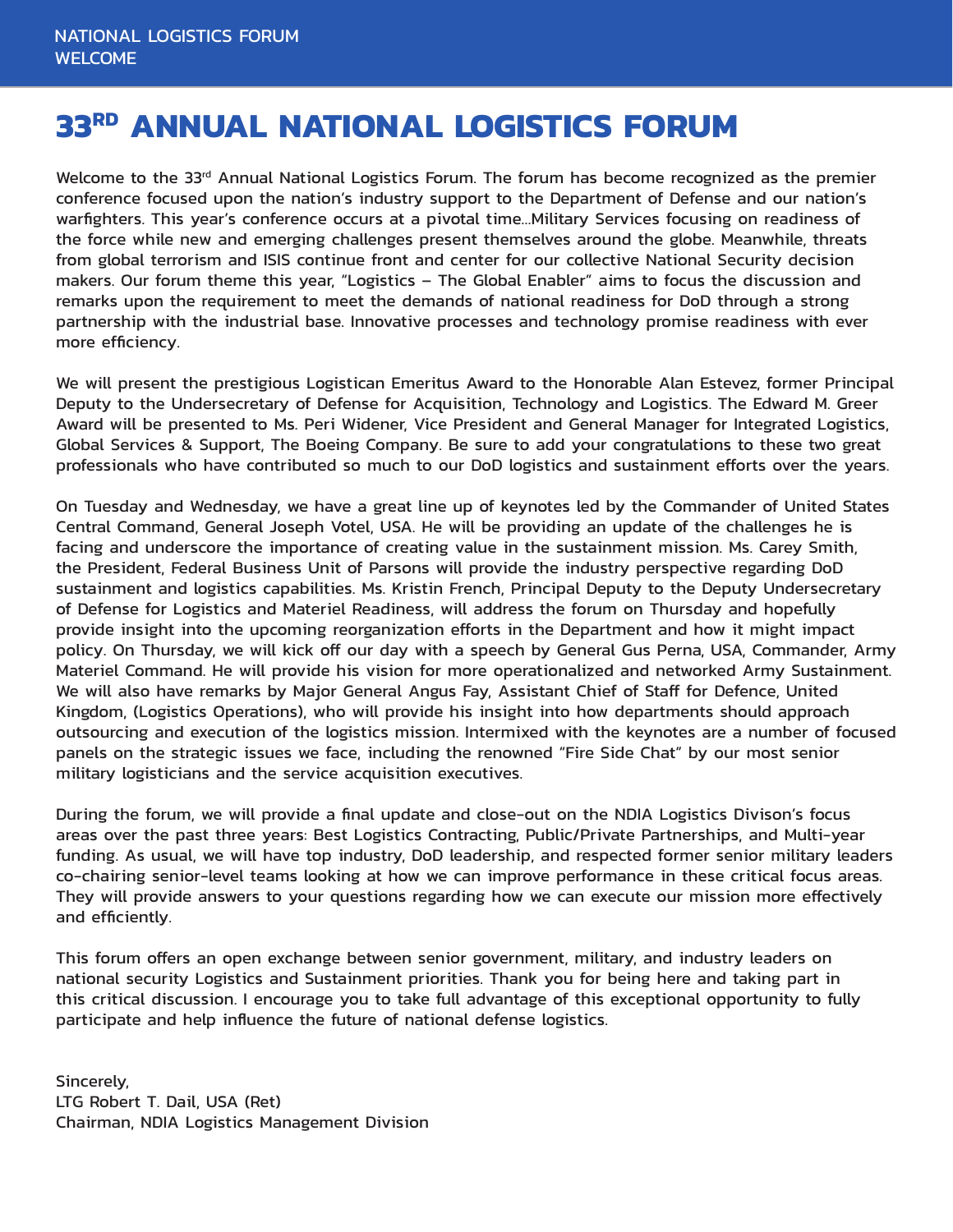# 33RD ANNUAL NATIONAL LOGISTICS FORUM

Welcome to the 33rd Annual National Logistics Forum. The forum has become recognized as the premier conference focused upon the nation's industry support to the Department of Defense and our nation's warfighters. This year's conference occurs at a pivotal time...Military Services focusing on readiness of the force while new and emerging challenges present themselves around the globe. Meanwhile, threats from global terrorism and ISIS continue front and center for our collective National Security decision makers. Our forum theme this year, "Logistics – The Global Enabler" aims to focus the discussion and remarks upon the requirement to meet the demands of national readiness for DoD through a strong partnership with the industrial base. Innovative processes and technology promise readiness with ever more efficiency.

We will present the prestigious Logistican Emeritus Award to the Honorable Alan Estevez, former Principal Deputy to the Undersecretary of Defense for Acquisition, Technology and Logistics. The Edward M. Greer Award will be presented to Ms. Peri Widener, Vice President and General Manager for Integrated Logistics, Global Services & Support, The Boeing Company. Be sure to add your congratulations to these two great professionals who have contributed so much to our DoD logistics and sustainment efforts over the years.

On Tuesday and Wednesday, we have a great line up of keynotes led by the Commander of United States Central Command, General Joseph Votel, USA. He will be providing an update of the challenges he is facing and underscore the importance of creating value in the sustainment mission. Ms. Carey Smith, the President, Federal Business Unit of Parsons will provide the industry perspective regarding DoD sustainment and logistics capabilities. Ms. Kristin French, Principal Deputy to the Deputy Undersecretary of Defense for Logistics and Materiel Readiness, will address the forum on Thursday and hopefully provide insight into the upcoming reorganization efforts in the Department and how it might impact policy. On Thursday, we will kick off our day with a speech by General Gus Perna, USA, Commander, Army Materiel Command. He will provide his vision for more operationalized and networked Army Sustainment. We will also have remarks by Major General Angus Fay, Assistant Chief of Staff for Defence, United Kingdom, (Logistics Operations), who will provide his insight into how departments should approach outsourcing and execution of the logistics mission. Intermixed with the keynotes are a number of focused panels on the strategic issues we face, including the renowned "Fire Side Chat" by our most senior military logisticians and the service acquisition executives.

During the forum, we will provide a final update and close-out on the NDIA Logistics Divison's focus areas over the past three years: Best Logistics Contracting, Public/Private Partnerships, and Multi-year funding. As usual, we will have top industry, DoD leadership, and respected former senior military leaders co-chairing senior-level teams looking at how we can improve performance in these critical focus areas. They will provide answers to your questions regarding how we can execute our mission more effectively and efficiently.

This forum offers an open exchange between senior government, military, and industry leaders on national security Logistics and Sustainment priorities. Thank you for being here and taking part in this critical discussion. I encourage you to take full advantage of this exceptional opportunity to fully participate and help influence the future of national defense logistics.

Sincerely,
LTG Robert T. Dail, USA (Ret)
Chairman, NDIA Logistics Management Division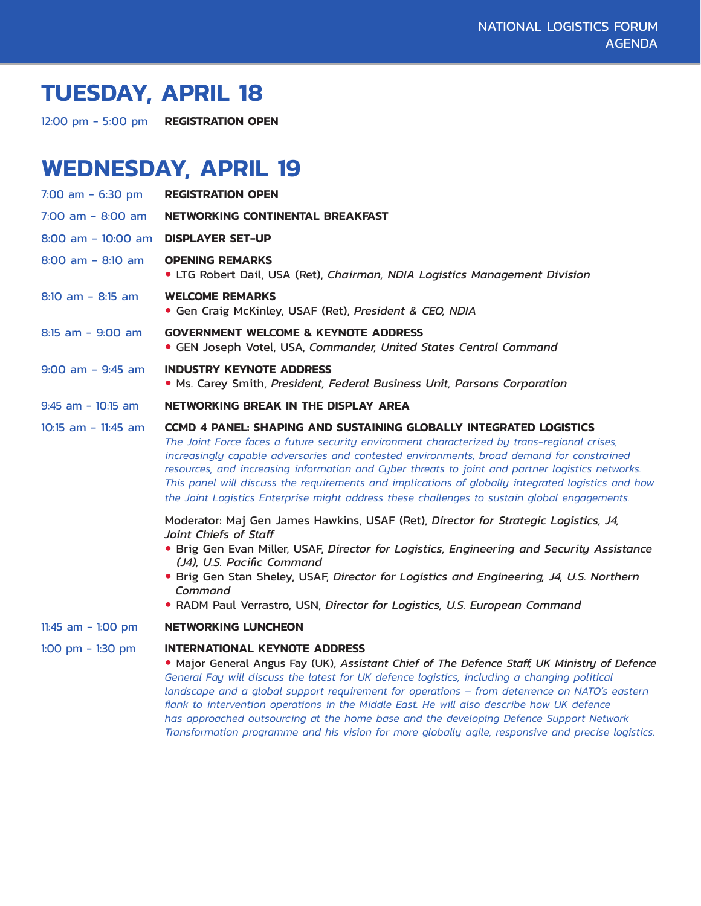## TUESDAY, APRIL 18

12:00 pm - 5:00 pm **REGISTRATION OPEN**

## WEDNESDAY, APRIL 19

7:00 am - 6:30 pm **REGISTRATION OPEN**

7:00 am - 8:00 am **NETWORKING CONTINENTAL BREAKFAST**

8:00 am - 10:00 am **DISPLAYER SET-UP**

8:00 am - 8:10 am **OPENING REMARKS**
- LTG Robert Dail, USA (Ret), *Chairman, NDIA Logistics Management Division*

8:10 am - 8:15 am **WELCOME REMARKS**
- Gen Craig McKinley, USAF (Ret), *President & CEO, NDIA*

8:15 am - 9:00 am **GOVERNMENT WELCOME & KEYNOTE ADDRESS**
- GEN Joseph Votel, USA, *Commander, United States Central Command*

9:00 am - 9:45 am **INDUSTRY KEYNOTE ADDRESS**
- Ms. Carey Smith, *President, Federal Business Unit, Parsons Corporation*

9:45 am - 10:15 am **NETWORKING BREAK IN THE DISPLAY AREA**

10:15 am - 11:45 am **CCMD 4 PANEL: SHAPING AND SUSTAINING GLOBALLY INTEGRATED LOGISTICS**

*The Joint Force faces a future security environment characterized by trans-regional crises, increasingly capable adversaries and contested environments, broad demand for constrained resources, and increasing information and Cyber threats to joint and partner logistics networks. This panel will discuss the requirements and implications of globally integrated logistics and how the Joint Logistics Enterprise might address these challenges to sustain global engagements.*

Moderator: Maj Gen James Hawkins, USAF (Ret), *Director for Strategic Logistics, J4, Joint Chiefs of Staff*
- Brig Gen Evan Miller, USAF, *Director for Logistics, Engineering and Security Assistance (J4), U.S. Pacific Command*
- Brig Gen Stan Sheley, USAF, *Director for Logistics and Engineering, J4, U.S. Northern Command*
- RADM Paul Verrastro, USN, *Director for Logistics, U.S. European Command*

11:45 am - 1:00 pm **NETWORKING LUNCHEON**

1:00 pm - 1:30 pm **INTERNATIONAL KEYNOTE ADDRESS**
- Major General Angus Fay (UK), *Assistant Chief of The Defence Staff, UK Ministry of Defence*

*General Fay will discuss the latest for UK defence logistics, including a changing political landscape and a global support requirement for operations – from deterrence on NATO's eastern flank to intervention operations in the Middle East. He will also describe how UK defence has approached outsourcing at the home base and the developing Defence Support Network Transformation programme and his vision for more globally agile, responsive and precise logistics.*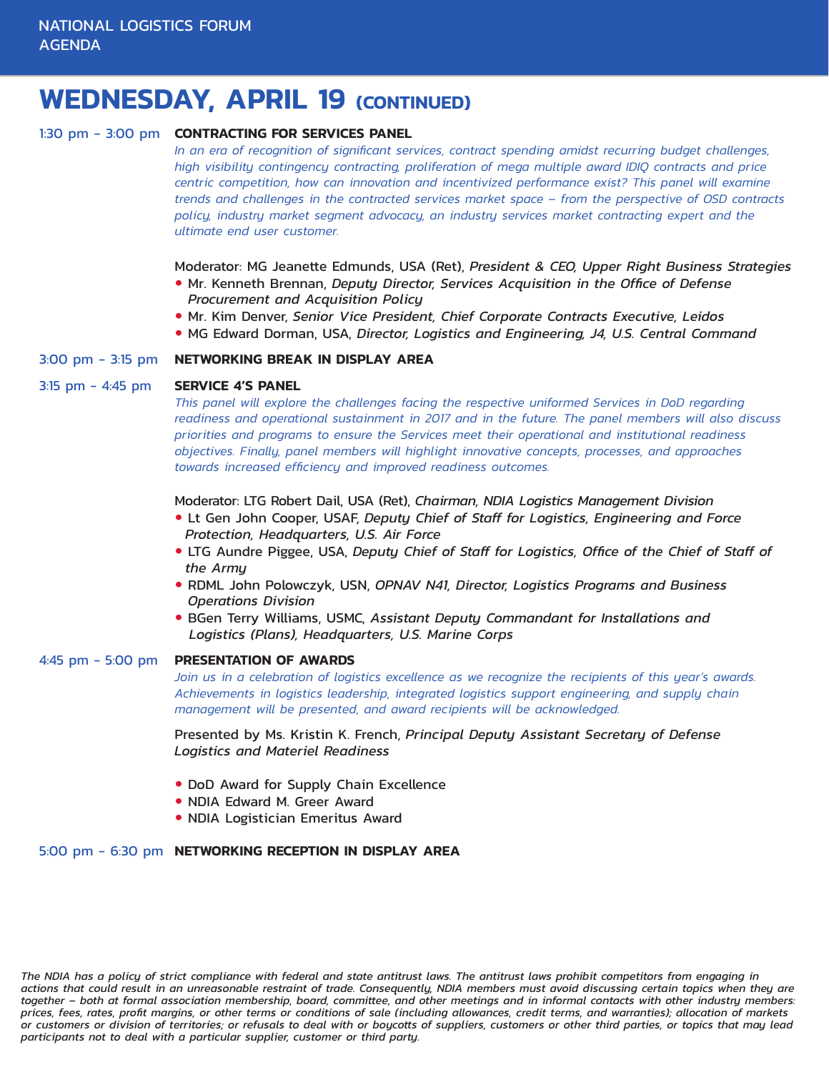# WEDNESDAY, APRIL 19 (CONTINUED)

**1:30 pm – 3:00 pm** **CONTRACTING FOR SERVICES PANEL**

*In an era of recognition of significant services, contract spending amidst recurring budget challenges, high visibility contingency contracting, proliferation of mega multiple award IDIQ contracts and price centric competition, how can innovation and incentivized performance exist? This panel will examine trends and challenges in the contracted services market space – from the perspective of OSD contracts policy, industry market segment advocacy, an industry services market contracting expert and the ultimate end user customer.*

Moderator: MG Jeanette Edmunds, USA (Ret), *President & CEO, Upper Right Business Strategies*

- Mr. Kenneth Brennan, *Deputy Director, Services Acquisition in the Office of Defense Procurement and Acquisition Policy*
- Mr. Kim Denver, *Senior Vice President, Chief Corporate Contracts Executive, Leidos*
- MG Edward Dorman, USA, *Director, Logistics and Engineering, J4, U.S. Central Command*

**3:00 pm – 3:15 pm** **NETWORKING BREAK IN DISPLAY AREA**

**3:15 pm – 4:45 pm** **SERVICE 4'S PANEL**

*This panel will explore the challenges facing the respective uniformed Services in DoD regarding readiness and operational sustainment in 2017 and in the future. The panel members will also discuss priorities and programs to ensure the Services meet their operational and institutional readiness objectives. Finally, panel members will highlight innovative concepts, processes, and approaches towards increased efficiency and improved readiness outcomes.*

Moderator: LTG Robert Dail, USA (Ret), *Chairman, NDIA Logistics Management Division*

- Lt Gen John Cooper, USAF, *Deputy Chief of Staff for Logistics, Engineering and Force Protection, Headquarters, U.S. Air Force*
- LTG Aundre Piggee, USA, *Deputy Chief of Staff for Logistics, Office of the Chief of Staff of the Army*
- RDML John Polowczyk, USN, *OPNAV N41, Director, Logistics Programs and Business Operations Division*
- BGen Terry Williams, USMC, *Assistant Deputy Commandant for Installations and Logistics (Plans), Headquarters, U.S. Marine Corps*

**4:45 pm – 5:00 pm** **PRESENTATION OF AWARDS**

*Join us in a celebration of logistics excellence as we recognize the recipients of this year's awards. Achievements in logistics leadership, integrated logistics support engineering, and supply chain management will be presented, and award recipients will be acknowledged.*

Presented by Ms. Kristin K. French, *Principal Deputy Assistant Secretary of Defense Logistics and Materiel Readiness*

- DoD Award for Supply Chain Excellence
- NDIA Edward M. Greer Award
- NDIA Logistician Emeritus Award

**5:00 pm – 6:30 pm** **NETWORKING RECEPTION IN DISPLAY AREA**

*The NDIA has a policy of strict compliance with federal and state antitrust laws. The antitrust laws prohibit competitors from engaging in actions that could result in an unreasonable restraint of trade. Consequently, NDIA members must avoid discussing certain topics when they are together – both at formal association membership, board, committee, and other meetings and in informal contacts with other industry members: prices, fees, rates, profit margins, or other terms or conditions of sale (including allowances, credit terms, and warranties); allocation of markets or customers or division of territories; or refusals to deal with or boycotts of suppliers, customers or other third parties, or topics that may lead participants not to deal with a particular supplier, customer or third party.*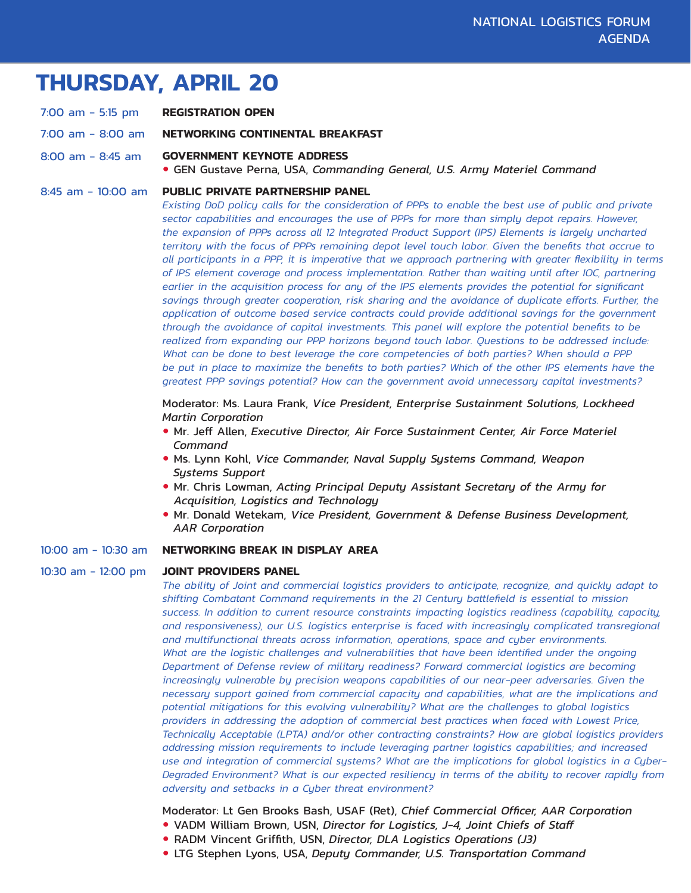# THURSDAY, APRIL 20

7:00 am - 5:15 pm **REGISTRATION OPEN**

7:00 am - 8:00 am **NETWORKING CONTINENTAL BREAKFAST**

8:00 am - 8:45 am **GOVERNMENT KEYNOTE ADDRESS**

- GEN Gustave Perna, USA, *Commanding General, U.S. Army Materiel Command*

8:45 am - 10:00 am **PUBLIC PRIVATE PARTNERSHIP PANEL**

*Existing DoD policy calls for the consideration of PPPs to enable the best use of public and private sector capabilities and encourages the use of PPPs for more than simply depot repairs. However, the expansion of PPPs across all 12 Integrated Product Support (IPS) Elements is largely uncharted territory with the focus of PPPs remaining depot level touch labor. Given the benefits that accrue to all participants in a PPP, it is imperative that we approach partnering with greater flexibility in terms of IPS element coverage and process implementation. Rather than waiting until after IOC, partnering earlier in the acquisition process for any of the IPS elements provides the potential for significant savings through greater cooperation, risk sharing and the avoidance of duplicate efforts. Further, the application of outcome based service contracts could provide additional savings for the government through the avoidance of capital investments. This panel will explore the potential benefits to be realized from expanding our PPP horizons beyond touch labor. Questions to be addressed include: What can be done to best leverage the core competencies of both parties? When should a PPP be put in place to maximize the benefits to both parties? Which of the other IPS elements have the greatest PPP savings potential? How can the government avoid unnecessary capital investments?*

Moderator: Ms. Laura Frank, *Vice President, Enterprise Sustainment Solutions, Lockheed Martin Corporation*

- Mr. Jeff Allen, *Executive Director, Air Force Sustainment Center, Air Force Materiel Command*
- Ms. Lynn Kohl, *Vice Commander, Naval Supply Systems Command, Weapon Systems Support*
- Mr. Chris Lowman, *Acting Principal Deputy Assistant Secretary of the Army for Acquisition, Logistics and Technology*
- Mr. Donald Wetekam, *Vice President, Government & Defense Business Development, AAR Corporation*

10:00 am - 10:30 am **NETWORKING BREAK IN DISPLAY AREA**

10:30 am - 12:00 pm **JOINT PROVIDERS PANEL**

*The ability of Joint and commercial logistics providers to anticipate, recognize, and quickly adapt to shifting Combatant Command requirements in the 21 Century battlefield is essential to mission success. In addition to current resource constraints impacting logistics readiness (capability, capacity, and responsiveness), our U.S. logistics enterprise is faced with increasingly complicated transregional and multifunctional threats across information, operations, space and cyber environments. What are the logistic challenges and vulnerabilities that have been identified under the ongoing Department of Defense review of military readiness? Forward commercial logistics are becoming increasingly vulnerable by precision weapons capabilities of our near-peer adversaries. Given the necessary support gained from commercial capacity and capabilities, what are the implications and potential mitigations for this evolving vulnerability? What are the challenges to global logistics providers in addressing the adoption of commercial best practices when faced with Lowest Price, Technically Acceptable (LPTA) and/or other contracting constraints? How are global logistics providers addressing mission requirements to include leveraging partner logistics capabilities; and increased use and integration of commercial systems? What are the implications for global logistics in a Cyber-Degraded Environment? What is our expected resiliency in terms of the ability to recover rapidly from adversity and setbacks in a Cyber threat environment?*

Moderator: Lt Gen Brooks Bash, USAF (Ret), *Chief Commercial Officer, AAR Corporation*

- VADM William Brown, USN, *Director for Logistics, J-4, Joint Chiefs of Staff*
- RADM Vincent Griffith, USN, *Director, DLA Logistics Operations (J3)*
- LTG Stephen Lyons, USA, *Deputy Commander, U.S. Transportation Command*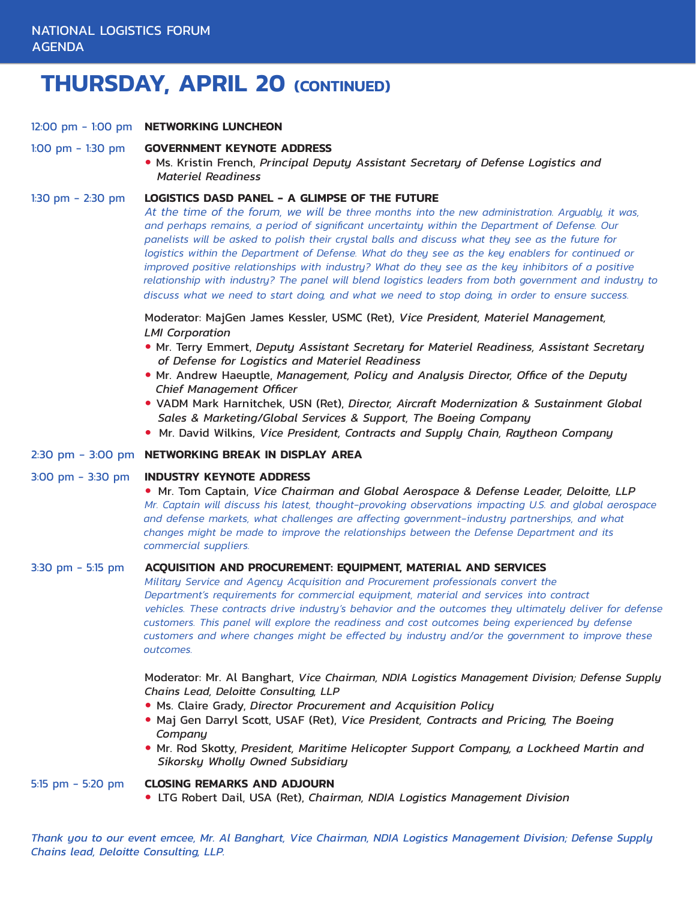# THURSDAY, APRIL 20 (CONTINUED)

**12:00 pm - 1:00 pm** **NETWORKING LUNCHEON**

**1:00 pm - 1:30 pm** **GOVERNMENT KEYNOTE ADDRESS**

- Ms. Kristin French, *Principal Deputy Assistant Secretary of Defense Logistics and Materiel Readiness*

**1:30 pm - 2:30 pm** **LOGISTICS DASD PANEL - A GLIMPSE OF THE FUTURE**

*At the time of the forum, we will be three months into the new administration. Arguably, it was, and perhaps remains, a period of significant uncertainty within the Department of Defense. Our panelists will be asked to polish their crystal balls and discuss what they see as the future for logistics within the Department of Defense. What do they see as the key enablers for continued or improved positive relationships with industry? What do they see as the key inhibitors of a positive relationship with industry? The panel will blend logistics leaders from both government and industry to discuss what we need to start doing, and what we need to stop doing, in order to ensure success.*

Moderator: MajGen James Kessler, USMC (Ret), *Vice President, Materiel Management, LMI Corporation*

- Mr. Terry Emmert, *Deputy Assistant Secretary for Materiel Readiness, Assistant Secretary of Defense for Logistics and Materiel Readiness*
- Mr. Andrew Haeuptle, *Management, Policy and Analysis Director, Office of the Deputy Chief Management Officer*
- VADM Mark Harnitchek, USN (Ret), *Director, Aircraft Modernization & Sustainment Global Sales & Marketing/Global Services & Support, The Boeing Company*
- Mr. David Wilkins, *Vice President, Contracts and Supply Chain, Raytheon Company*

**2:30 pm - 3:00 pm** **NETWORKING BREAK IN DISPLAY AREA**

**3:00 pm - 3:30 pm** **INDUSTRY KEYNOTE ADDRESS**

- Mr. Tom Captain, *Vice Chairman and Global Aerospace & Defense Leader, Deloitte, LLP*

*Mr. Captain will discuss his latest, thought-provoking observations impacting U.S. and global aerospace and defense markets, what challenges are affecting government-industry partnerships, and what changes might be made to improve the relationships between the Defense Department and its commercial suppliers.*

**3:30 pm - 5:15 pm** **ACQUISITION AND PROCUREMENT: EQUIPMENT, MATERIAL AND SERVICES**

*Military Service and Agency Acquisition and Procurement professionals convert the Department's requirements for commercial equipment, material and services into contract vehicles. These contracts drive industry's behavior and the outcomes they ultimately deliver for defense customers. This panel will explore the readiness and cost outcomes being experienced by defense customers and where changes might be effected by industry and/or the government to improve these outcomes.*

Moderator: Mr. Al Banghart, *Vice Chairman, NDIA Logistics Management Division; Defense Supply Chains Lead, Deloitte Consulting, LLP*

- Ms. Claire Grady, *Director Procurement and Acquisition Policy*
- Maj Gen Darryl Scott, USAF (Ret), *Vice President, Contracts and Pricing, The Boeing Company*
- Mr. Rod Skotty, *President, Maritime Helicopter Support Company, a Lockheed Martin and Sikorsky Wholly Owned Subsidiary*

**5:15 pm - 5:20 pm** **CLOSING REMARKS AND ADJOURN**

- LTG Robert Dail, USA (Ret), *Chairman, NDIA Logistics Management Division*

*Thank you to our event emcee, Mr. Al Banghart, Vice Chairman, NDIA Logistics Management Division; Defense Supply Chains lead, Deloitte Consulting, LLP.*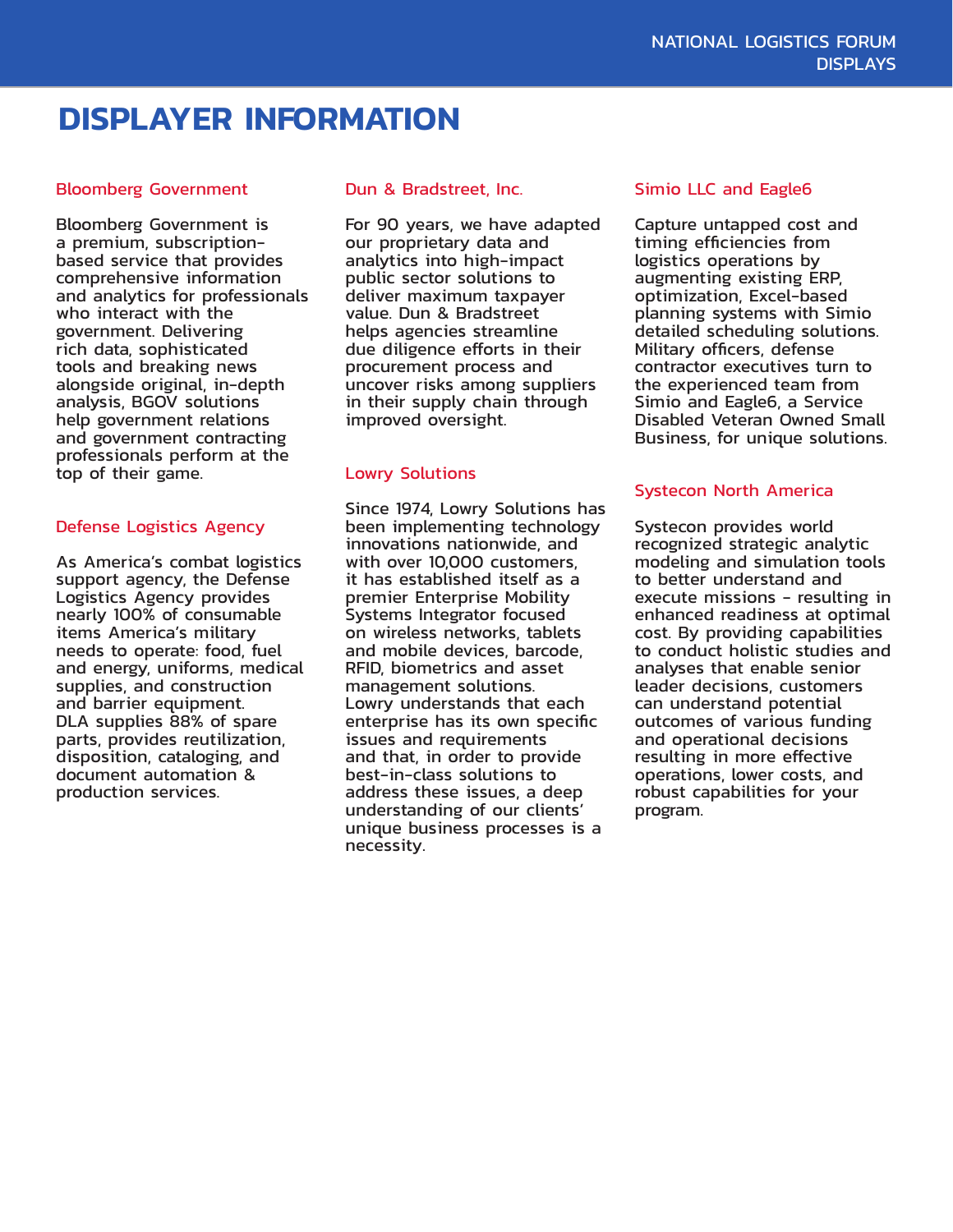# DISPLAYER INFORMATION

### Bloomberg Government

Bloomberg Government is a premium, subscription-based service that provides comprehensive information and analytics for professionals who interact with the government. Delivering rich data, sophisticated tools and breaking news alongside original, in-depth analysis, BGOV solutions help government relations and government contracting professionals perform at the top of their game.

### Defense Logistics Agency

As America's combat logistics support agency, the Defense Logistics Agency provides nearly 100% of consumable items America's military needs to operate: food, fuel and energy, uniforms, medical supplies, and construction and barrier equipment. DLA supplies 88% of spare parts, provides reutilization, disposition, cataloging, and document automation & production services.

### Dun & Bradstreet, Inc.

For 90 years, we have adapted our proprietary data and analytics into high-impact public sector solutions to deliver maximum taxpayer value. Dun & Bradstreet helps agencies streamline due diligence efforts in their procurement process and uncover risks among suppliers in their supply chain through improved oversight.

### Lowry Solutions

Since 1974, Lowry Solutions has been implementing technology innovations nationwide, and with over 10,000 customers, it has established itself as a premier Enterprise Mobility Systems Integrator focused on wireless networks, tablets and mobile devices, barcode, RFID, biometrics and asset management solutions. Lowry understands that each enterprise has its own specific issues and requirements and that, in order to provide best-in-class solutions to address these issues, a deep understanding of our clients' unique business processes is a necessity.

### Simio LLC and Eagle6

Capture untapped cost and timing efficiencies from logistics operations by augmenting existing ERP, optimization, Excel-based planning systems with Simio detailed scheduling solutions. Military officers, defense contractor executives turn to the experienced team from Simio and Eagle6, a Service Disabled Veteran Owned Small Business, for unique solutions.

### Systecon North America

Systecon provides world recognized strategic analytic modeling and simulation tools to better understand and execute missions - resulting in enhanced readiness at optimal cost. By providing capabilities to conduct holistic studies and analyses that enable senior leader decisions, customers can understand potential outcomes of various funding and operational decisions resulting in more effective operations, lower costs, and robust capabilities for your program.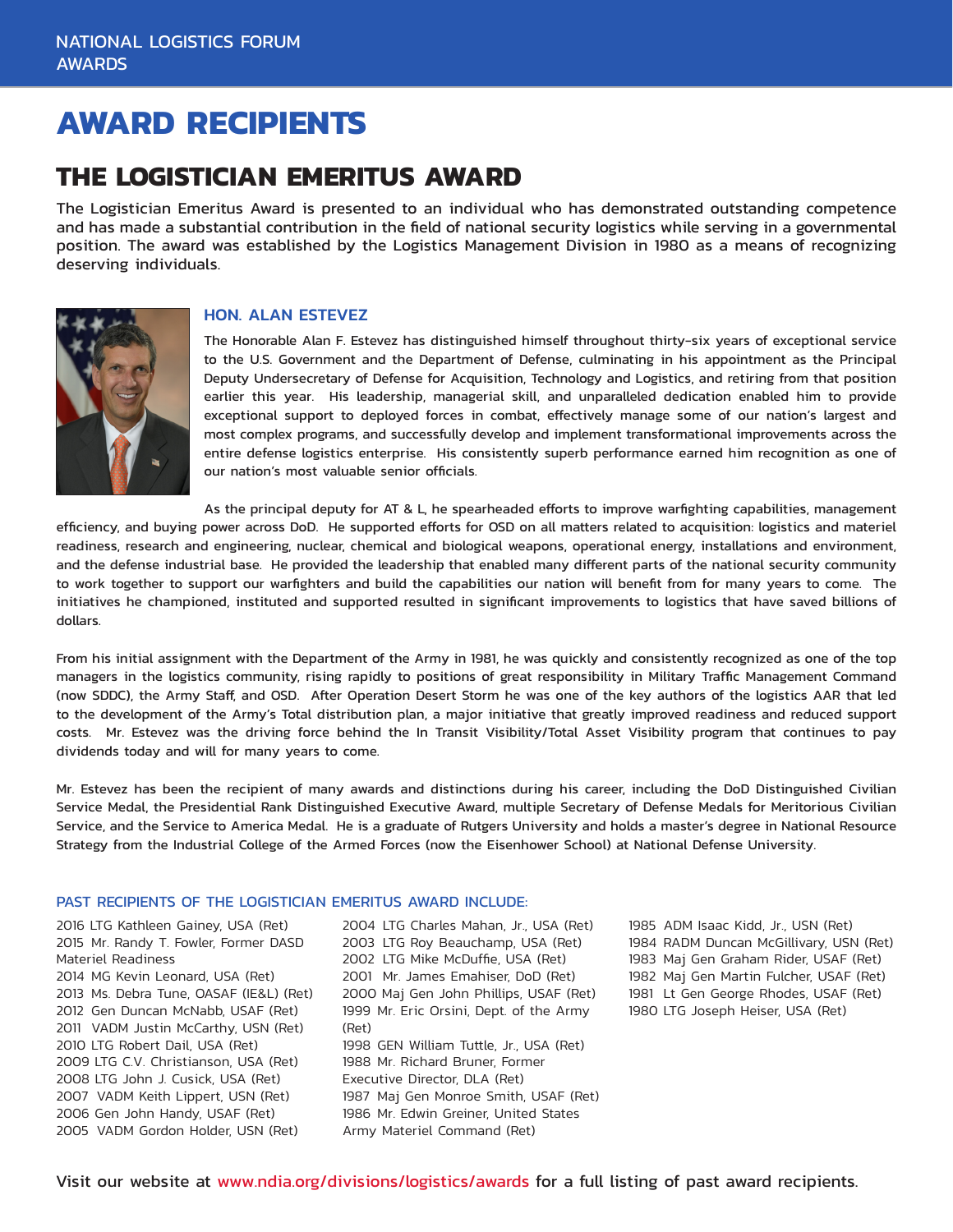NATIONAL LOGISTICS FORUM AWARDS

# AWARD RECIPIENTS

## THE LOGISTICIAN EMERITUS AWARD

The Logistician Emeritus Award is presented to an individual who has demonstrated outstanding competence and has made a substantial contribution in the field of national security logistics while serving in a governmental position. The award was established by the Logistics Management Division in 1980 as a means of recognizing deserving individuals.

### HON. ALAN ESTEVEZ

The Honorable Alan F. Estevez has distinguished himself throughout thirty-six years of exceptional service to the U.S. Government and the Department of Defense, culminating in his appointment as the Principal Deputy Undersecretary of Defense for Acquisition, Technology and Logistics, and retiring from that position earlier this year. His leadership, managerial skill, and unparalleled dedication enabled him to provide exceptional support to deployed forces in combat, effectively manage some of our nation's largest and most complex programs, and successfully develop and implement transformational improvements across the entire defense logistics enterprise. His consistently superb performance earned him recognition as one of our nation's most valuable senior officials.

As the principal deputy for AT & L, he spearheaded efforts to improve warfighting capabilities, management efficiency, and buying power across DoD. He supported efforts for OSD on all matters related to acquisition: logistics and materiel readiness, research and engineering, nuclear, chemical and biological weapons, operational energy, installations and environment, and the defense industrial base. He provided the leadership that enabled many different parts of the national security community to work together to support our warfighters and build the capabilities our nation will benefit from for many years to come. The initiatives he championed, instituted and supported resulted in significant improvements to logistics that have saved billions of dollars.

From his initial assignment with the Department of the Army in 1981, he was quickly and consistently recognized as one of the top managers in the logistics community, rising rapidly to positions of great responsibility in Military Traffic Management Command (now SDDC), the Army Staff, and OSD. After Operation Desert Storm he was one of the key authors of the logistics AAR that led to the development of the Army's Total distribution plan, a major initiative that greatly improved readiness and reduced support costs. Mr. Estevez was the driving force behind the In Transit Visibility/Total Asset Visibility program that continues to pay dividends today and will for many years to come.

Mr. Estevez has been the recipient of many awards and distinctions during his career, including the DoD Distinguished Civilian Service Medal, the Presidential Rank Distinguished Executive Award, multiple Secretary of Defense Medals for Meritorious Civilian Service, and the Service to America Medal. He is a graduate of Rutgers University and holds a master's degree in National Resource Strategy from the Industrial College of the Armed Forces (now the Eisenhower School) at National Defense University.

### PAST RECIPIENTS OF THE LOGISTICIAN EMERITUS AWARD INCLUDE:

2016 LTG Kathleen Gainey, USA (Ret)
2015 Mr. Randy T. Fowler, Former DASD Materiel Readiness
2014 MG Kevin Leonard, USA (Ret)
2013 Ms. Debra Tune, OASAF (IE&L) (Ret)
2012 Gen Duncan McNabb, USAF (Ret)
2011 VADM Justin McCarthy, USN (Ret)
2010 LTG Robert Dail, USA (Ret)
2009 LTG C.V. Christianson, USA (Ret)
2008 LTG John J. Cusick, USA (Ret)
2007 VADM Keith Lippert, USN (Ret)
2006 Gen John Handy, USAF (Ret)
2005 VADM Gordon Holder, USN (Ret)
2004 LTG Charles Mahan, Jr., USA (Ret)
2003 LTG Roy Beauchamp, USA (Ret)
2002 LTG Mike McDuffie, USA (Ret)
2001 Mr. James Emahiser, DoD (Ret)
2000 Maj Gen John Phillips, USAF (Ret)
1999 Mr. Eric Orsini, Dept. of the Army (Ret)
1998 GEN William Tuttle, Jr., USA (Ret)
1988 Mr. Richard Bruner, Former Executive Director, DLA (Ret)
1987 Maj Gen Monroe Smith, USAF (Ret)
1986 Mr. Edwin Greiner, United States Army Materiel Command (Ret)
1985 ADM Isaac Kidd, Jr., USN (Ret)
1984 RADM Duncan McGillivary, USN (Ret)
1983 Maj Gen Graham Rider, USAF (Ret)
1982 Maj Gen Martin Fulcher, USAF (Ret)
1981 Lt Gen George Rhodes, USAF (Ret)
1980 LTG Joseph Heiser, USA (Ret)

Visit our website at www.ndia.org/divisions/logistics/awards for a full listing of past award recipients.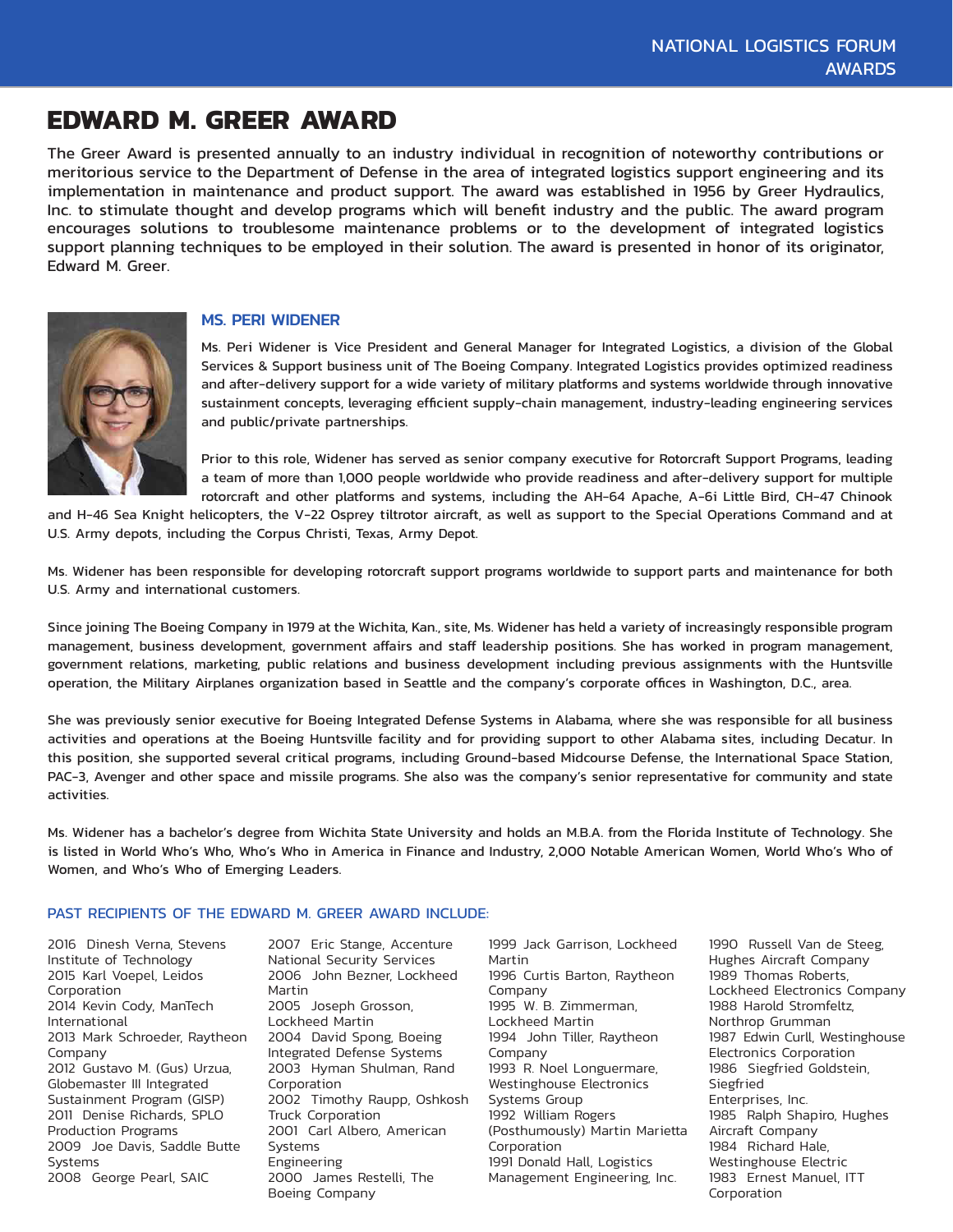# EDWARD M. GREER AWARD

The Greer Award is presented annually to an industry individual in recognition of noteworthy contributions or meritorious service to the Department of Defense in the area of integrated logistics support engineering and its implementation in maintenance and product support. The award was established in 1956 by Greer Hydraulics, Inc. to stimulate thought and develop programs which will benefit industry and the public. The award program encourages solutions to troublesome maintenance problems or to the development of integrated logistics support planning techniques to be employed in their solution. The award is presented in honor of its originator, Edward M. Greer.

## MS. PERI WIDENER

Ms. Peri Widener is Vice President and General Manager for Integrated Logistics, a division of the Global Services & Support business unit of The Boeing Company. Integrated Logistics provides optimized readiness and after-delivery support for a wide variety of military platforms and systems worldwide through innovative sustainment concepts, leveraging efficient supply-chain management, industry-leading engineering services and public/private partnerships.

Prior to this role, Widener has served as senior company executive for Rotorcraft Support Programs, leading a team of more than 1,000 people worldwide who provide readiness and after-delivery support for multiple rotorcraft and other platforms and systems, including the AH-64 Apache, A-6i Little Bird, CH-47 Chinook and H-46 Sea Knight helicopters, the V-22 Osprey tiltrotor aircraft, as well as support to the Special Operations Command and at U.S. Army depots, including the Corpus Christi, Texas, Army Depot.

Ms. Widener has been responsible for developing rotorcraft support programs worldwide to support parts and maintenance for both U.S. Army and international customers.

Since joining The Boeing Company in 1979 at the Wichita, Kan., site, Ms. Widener has held a variety of increasingly responsible program management, business development, government affairs and staff leadership positions. She has worked in program management, government relations, marketing, public relations and business development including previous assignments with the Huntsville operation, the Military Airplanes organization based in Seattle and the company's corporate offices in Washington, D.C., area.

She was previously senior executive for Boeing Integrated Defense Systems in Alabama, where she was responsible for all business activities and operations at the Boeing Huntsville facility and for providing support to other Alabama sites, including Decatur. In this position, she supported several critical programs, including Ground-based Midcourse Defense, the International Space Station, PAC-3, Avenger and other space and missile programs. She also was the company's senior representative for community and state activities.

Ms. Widener has a bachelor's degree from Wichita State University and holds an M.B.A. from the Florida Institute of Technology. She is listed in World Who's Who, Who's Who in America in Finance and Industry, 2,000 Notable American Women, World Who's Who of Women, and Who's Who of Emerging Leaders.

### PAST RECIPIENTS OF THE EDWARD M. GREER AWARD INCLUDE:

2016 Dinesh Verna, Stevens Institute of Technology
2015 Karl Voepel, Leidos Corporation
2014 Kevin Cody, ManTech International
2013 Mark Schroeder, Raytheon Company
2012 Gustavo M. (Gus) Urzua, Globemaster III Integrated Sustainment Program (GISP)
2011 Denise Richards, SPLO Production Programs
2009 Joe Davis, Saddle Butte Systems
2008 George Pearl, SAIC
2007 Eric Stange, Accenture National Security Services
2006 John Bezner, Lockheed Martin
2005 Joseph Grosson, Lockheed Martin
2004 David Spong, Boeing Integrated Defense Systems
2003 Hyman Shulman, Rand Corporation
2002 Timothy Raupp, Oshkosh Truck Corporation
2001 Carl Albero, American Systems Engineering
2000 James Restelli, The Boeing Company
1999 Jack Garrison, Lockheed Martin
1996 Curtis Barton, Raytheon Company
1995 W. B. Zimmerman, Lockheed Martin
1994 John Tiller, Raytheon Company
1993 R. Noel Longuermare, Westinghouse Electronics Systems Group
1992 William Rogers (Posthumously) Martin Marietta Corporation
1991 Donald Hall, Logistics Management Engineering, Inc.
1990 Russell Van de Steeg, Hughes Aircraft Company
1989 Thomas Roberts, Lockheed Electronics Company
1988 Harold Stromfeltz, Northrop Grumman
1987 Edwin Curll, Westinghouse Electronics Corporation
1986 Siegfried Goldstein, Siegfried Enterprises, Inc.
1985 Ralph Shapiro, Hughes Aircraft Company
1984 Richard Hale, Westinghouse Electric
1983 Ernest Manuel, ITT Corporation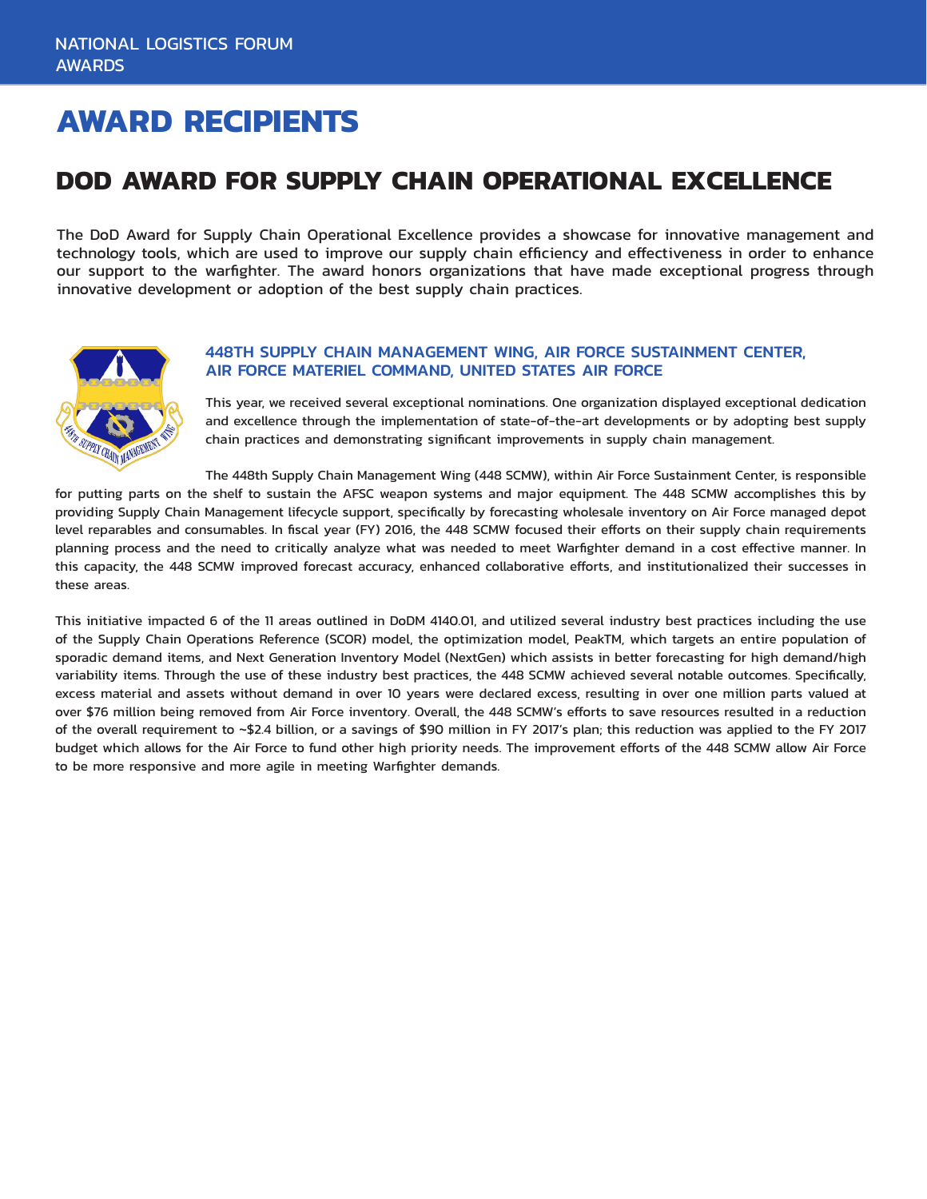# AWARD RECIPIENTS

## DOD AWARD FOR SUPPLY CHAIN OPERATIONAL EXCELLENCE

The DoD Award for Supply Chain Operational Excellence provides a showcase for innovative management and technology tools, which are used to improve our supply chain efficiency and effectiveness in order to enhance our support to the warfighter. The award honors organizations that have made exceptional progress through innovative development or adoption of the best supply chain practices.

### 448TH SUPPLY CHAIN MANAGEMENT WING, AIR FORCE SUSTAINMENT CENTER, AIR FORCE MATERIEL COMMAND, UNITED STATES AIR FORCE

This year, we received several exceptional nominations. One organization displayed exceptional dedication and excellence through the implementation of state-of-the-art developments or by adopting best supply chain practices and demonstrating significant improvements in supply chain management.

The 448th Supply Chain Management Wing (448 SCMW), within Air Force Sustainment Center, is responsible for putting parts on the shelf to sustain the AFSC weapon systems and major equipment. The 448 SCMW accomplishes this by providing Supply Chain Management lifecycle support, specifically by forecasting wholesale inventory on Air Force managed depot level reparables and consumables. In fiscal year (FY) 2016, the 448 SCMW focused their efforts on their supply chain requirements planning process and the need to critically analyze what was needed to meet Warfighter demand in a cost effective manner. In this capacity, the 448 SCMW improved forecast accuracy, enhanced collaborative efforts, and institutionalized their successes in these areas.

This initiative impacted 6 of the 11 areas outlined in DoDM 4140.01, and utilized several industry best practices including the use of the Supply Chain Operations Reference (SCOR) model, the optimization model, PeakTM, which targets an entire population of sporadic demand items, and Next Generation Inventory Model (NextGen) which assists in better forecasting for high demand/high variability items. Through the use of these industry best practices, the 448 SCMW achieved several notable outcomes. Specifically, excess material and assets without demand in over 10 years were declared excess, resulting in over one million parts valued at over $76 million being removed from Air Force inventory. Overall, the 448 SCMW's efforts to save resources resulted in a reduction of the overall requirement to ~$2.4 billion, or a savings of $90 million in FY 2017's plan; this reduction was applied to the FY 2017 budget which allows for the Air Force to fund other high priority needs. The improvement efforts of the 448 SCMW allow Air Force to be more responsive and more agile in meeting Warfighter demands.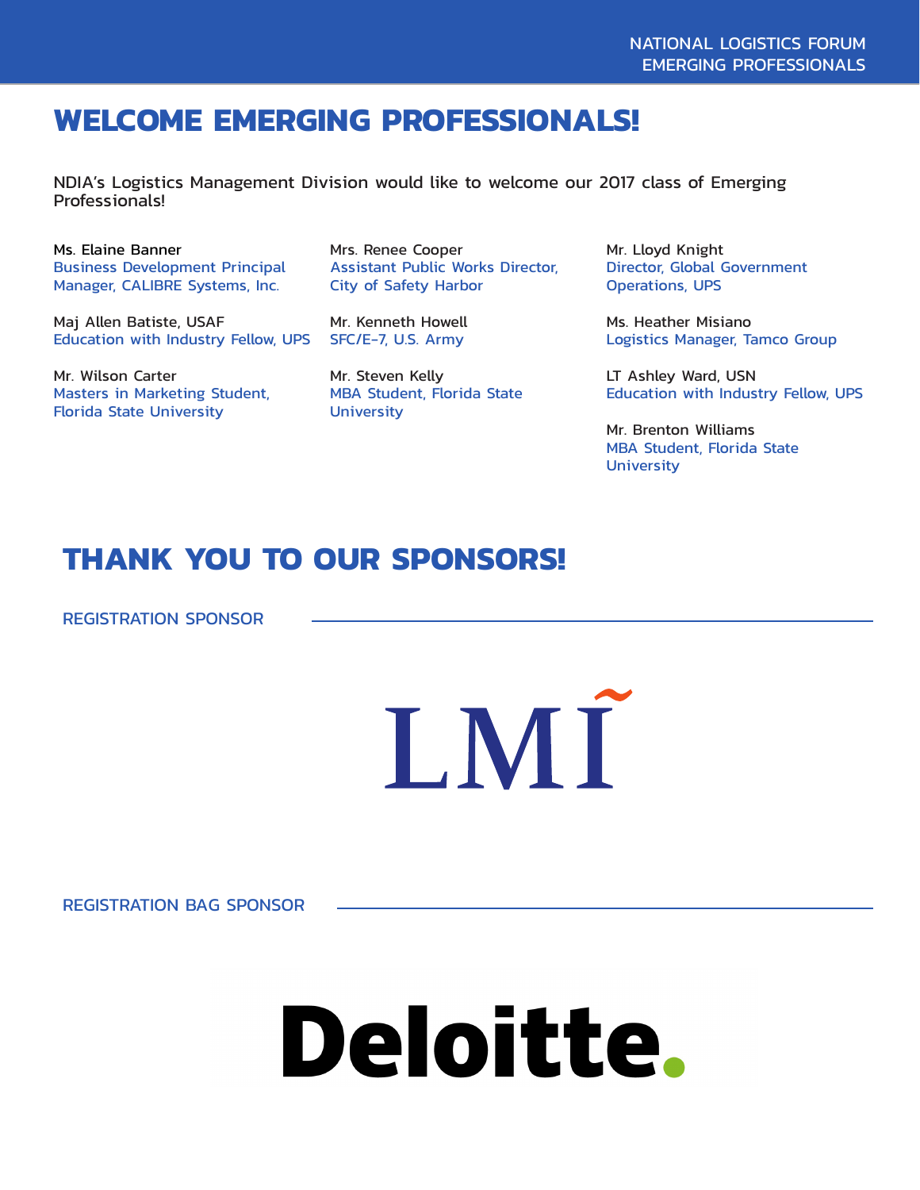# WELCOME EMERGING PROFESSIONALS!

NDIA's Logistics Management Division would like to welcome our 2017 class of Emerging Professionals!

Ms. Elaine Banner
Business Development Principal Manager, CALIBRE Systems, Inc.

Maj Allen Batiste, USAF
Education with Industry Fellow, UPS

Mr. Wilson Carter
Masters in Marketing Student, Florida State University

Mrs. Renee Cooper
Assistant Public Works Director, City of Safety Harbor

Mr. Kenneth Howell
SFC/E-7, U.S. Army

Mr. Steven Kelly
MBA Student, Florida State University

Mr. Lloyd Knight
Director, Global Government Operations, UPS

Ms. Heather Misiano
Logistics Manager, Tamco Group

LT Ashley Ward, USN
Education with Industry Fellow, UPS

Mr. Brenton Williams
MBA Student, Florida State University

# THANK YOU TO OUR SPONSORS!

REGISTRATION SPONSOR

LMI

REGISTRATION BAG SPONSOR

Deloitte.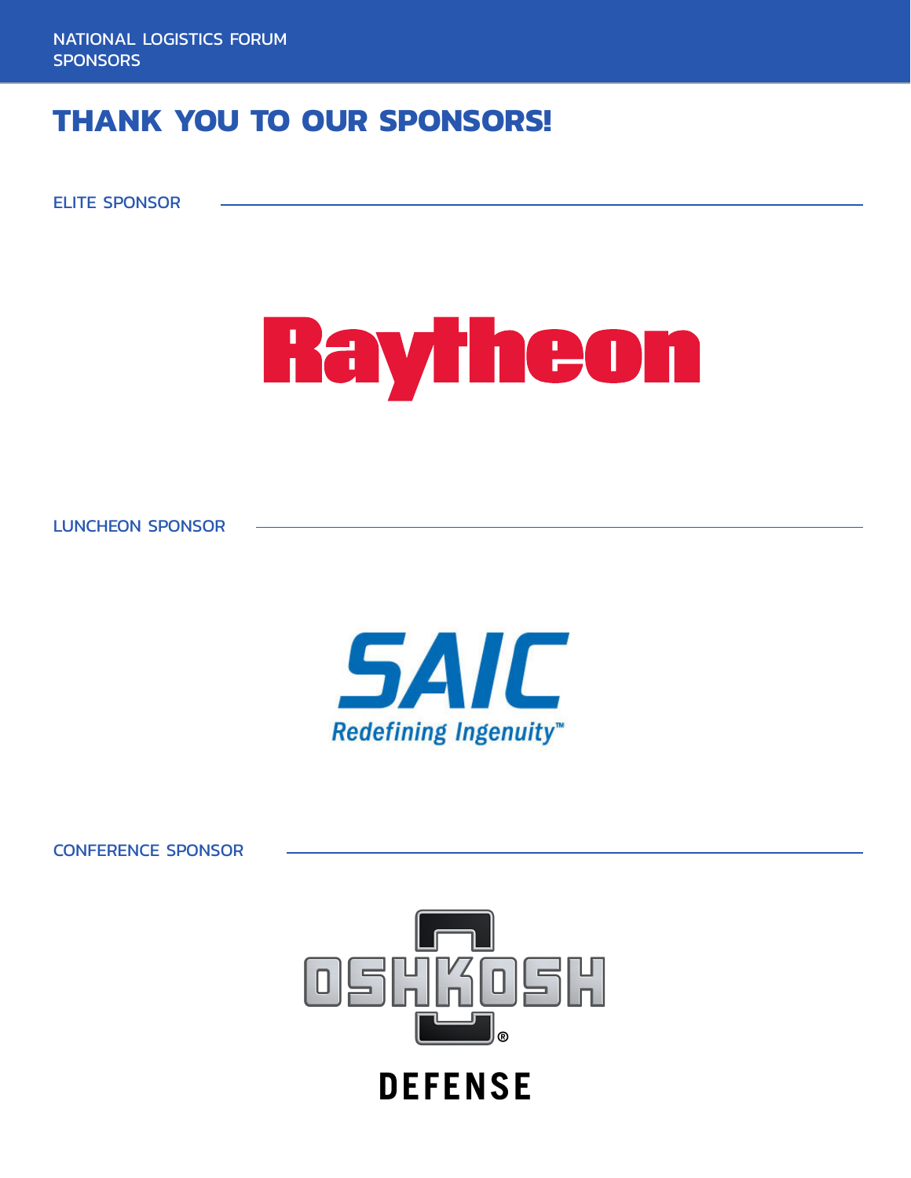# THANK YOU TO OUR SPONSORS!

ELITE SPONSOR

Raytheon

LUNCHEON SPONSOR

SAIC

Redefining Ingenuity™

CONFERENCE SPONSOR

OSHKOSH®

DEFENSE